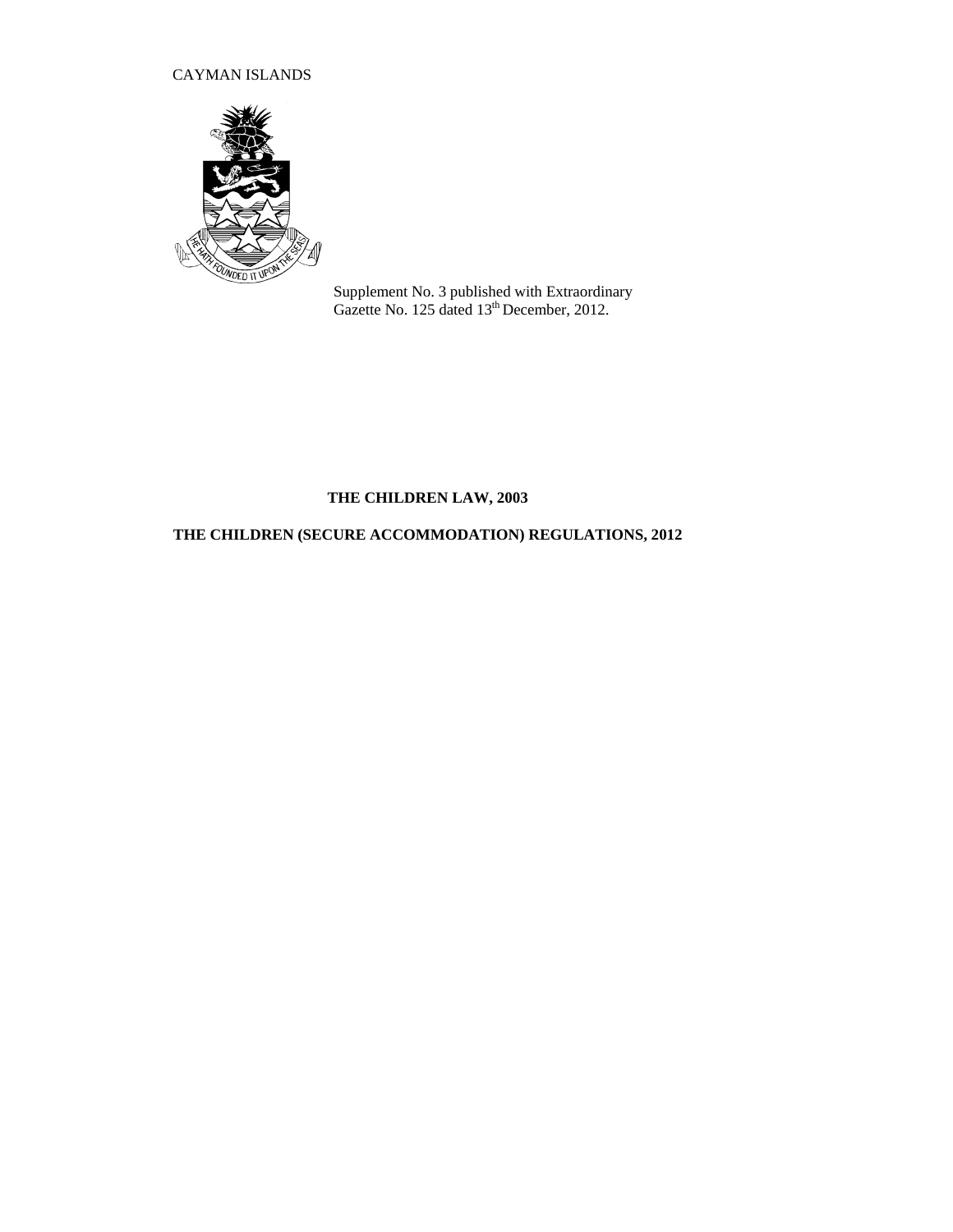CAYMAN ISLANDS

Supplement No. 3 published with Extraordinary Gazette No. 125 dated 13th December, 2012.

**THE CHILDREN LAW, 2003**

**THE CHILDREN (SECURE ACCOMMODATION) REGULATIONS, 2012**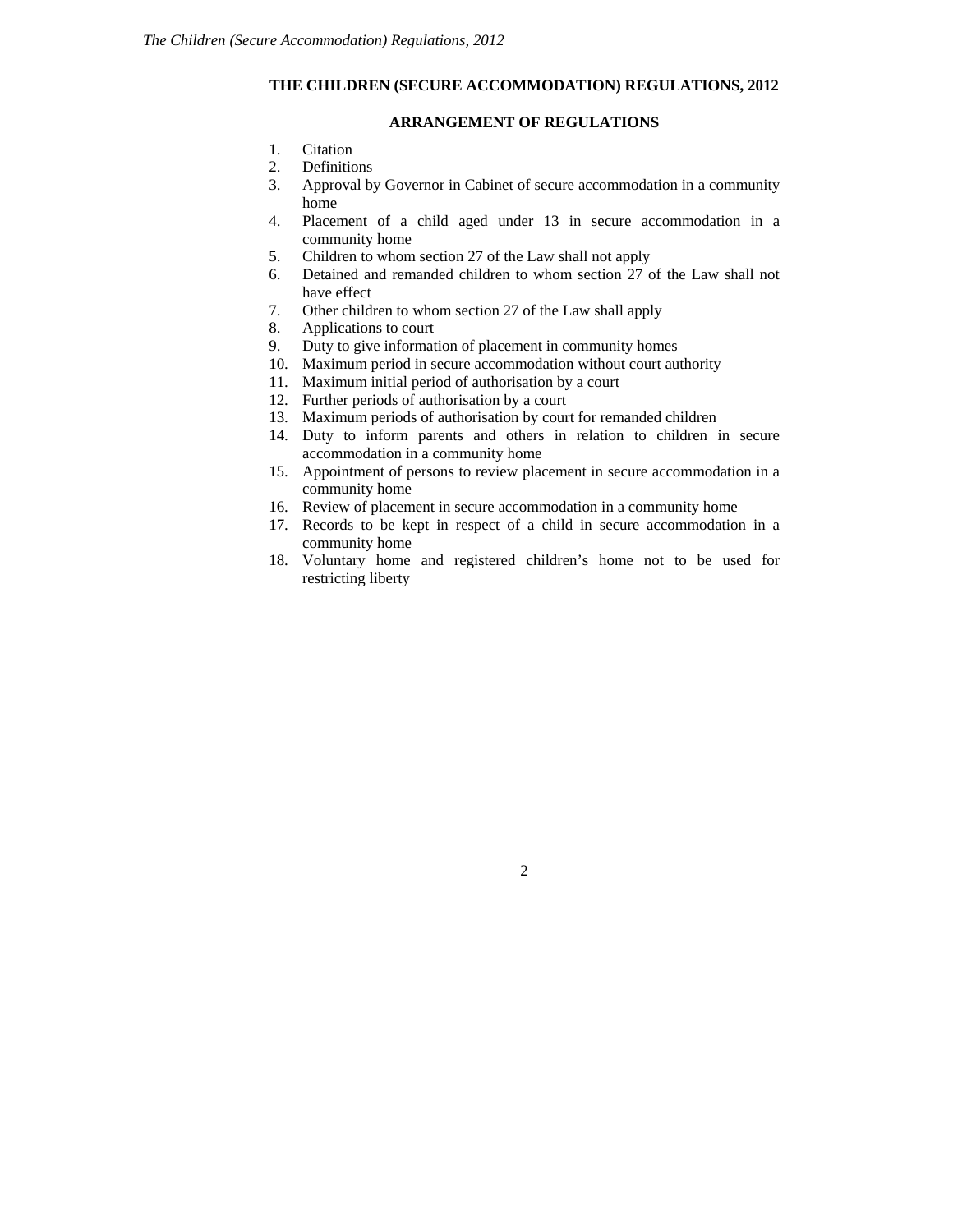# THE CHILDREN (SECURE ACCOMMODATION) REGULATIONS, 2012

## ARRANGEMENT OF REGULATIONS

1. Citation
2. Definitions
3. Approval by Governor in Cabinet of secure accommodation in a community home
4. Placement of a child aged under 13 in secure accommodation in a community home
5. Children to whom section 27 of the Law shall not apply
6. Detained and remanded children to whom section 27 of the Law shall not have effect
7. Other children to whom section 27 of the Law shall apply
8. Applications to court
9. Duty to give information of placement in community homes
10. Maximum period in secure accommodation without court authority
11. Maximum initial period of authorisation by a court
12. Further periods of authorisation by a court
13. Maximum periods of authorisation by court for remanded children
14. Duty to inform parents and others in relation to children in secure accommodation in a community home
15. Appointment of persons to review placement in secure accommodation in a community home
16. Review of placement in secure accommodation in a community home
17. Records to be kept in respect of a child in secure accommodation in a community home
18. Voluntary home and registered children's home not to be used for restricting liberty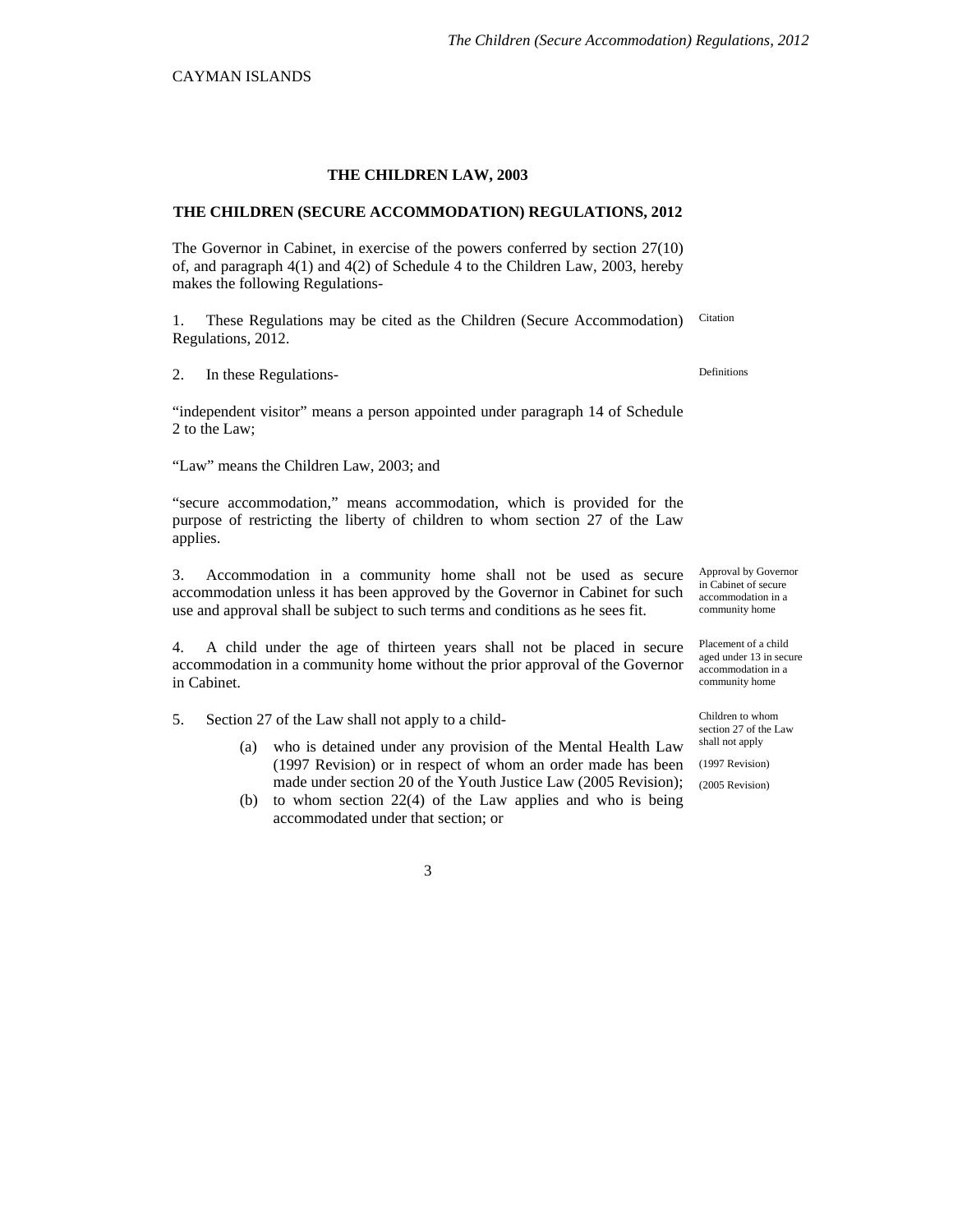CAYMAN ISLANDS

**THE CHILDREN LAW, 2003**

**THE CHILDREN (SECURE ACCOMMODATION) REGULATIONS, 2012**

The Governor in Cabinet, in exercise of the powers conferred by section 27(10) of, and paragraph 4(1) and 4(2) of Schedule 4 to the Children Law, 2003, hereby makes the following Regulations-

Citation

1. These Regulations may be cited as the Children (Secure Accommodation) Regulations, 2012.

Definitions

2. In these Regulations-

"independent visitor" means a person appointed under paragraph 14 of Schedule 2 to the Law;

"Law" means the Children Law, 2003; and

"secure accommodation," means accommodation, which is provided for the purpose of restricting the liberty of children to whom section 27 of the Law applies.

Approval by Governor in Cabinet of secure accommodation in a community home

3. Accommodation in a community home shall not be used as secure accommodation unless it has been approved by the Governor in Cabinet for such use and approval shall be subject to such terms and conditions as he sees fit.

Placement of a child aged under 13 in secure accommodation in a community home

4. A child under the age of thirteen years shall not be placed in secure accommodation in a community home without the prior approval of the Governor in Cabinet.

Children to whom section 27 of the Law shall not apply

5. Section 27 of the Law shall not apply to a child-

(a) who is detained under any provision of the Mental Health Law (1997 Revision) or in respect of whom an order made has been made under section 20 of the Youth Justice Law (2005 Revision);

(1997 Revision)

(2005 Revision)

(b) to whom section 22(4) of the Law applies and who is being accommodated under that section; or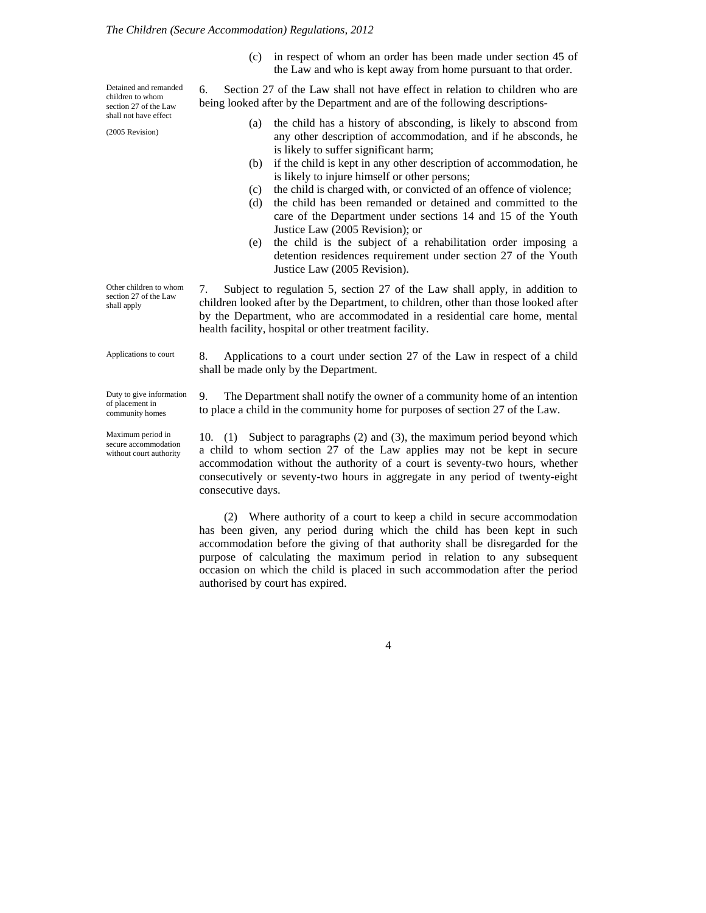(c) in respect of whom an order has been made under section 45 of the Law and who is kept away from home pursuant to that order.

*Detained and remanded children to whom section 27 of the Law shall not have effect*

*(2005 Revision)*

6. Section 27 of the Law shall not have effect in relation to children who are being looked after by the Department and are of the following descriptions-

(a) the child has a history of absconding, is likely to abscond from any other description of accommodation, and if he absconds, he is likely to suffer significant harm;

(b) if the child is kept in any other description of accommodation, he is likely to injure himself or other persons;

(c) the child is charged with, or convicted of an offence of violence;

(d) the child has been remanded or detained and committed to the care of the Department under sections 14 and 15 of the Youth Justice Law (2005 Revision); or

(e) the child is the subject of a rehabilitation order imposing a detention residences requirement under section 27 of the Youth Justice Law (2005 Revision).

*Other children to whom section 27 of the Law shall apply*

7. Subject to regulation 5, section 27 of the Law shall apply, in addition to children looked after by the Department, to children, other than those looked after by the Department, who are accommodated in a residential care home, mental health facility, hospital or other treatment facility.

*Applications to court*

8. Applications to a court under section 27 of the Law in respect of a child shall be made only by the Department.

*Duty to give information of placement in community homes*

9. The Department shall notify the owner of a community home of an intention to place a child in the community home for purposes of section 27 of the Law.

*Maximum period in secure accommodation without court authority*

10. (1) Subject to paragraphs (2) and (3), the maximum period beyond which a child to whom section 27 of the Law applies may not be kept in secure accommodation without the authority of a court is seventy-two hours, whether consecutively or seventy-two hours in aggregate in any period of twenty-eight consecutive days.

(2) Where authority of a court to keep a child in secure accommodation has been given, any period during which the child has been kept in such accommodation before the giving of that authority shall be disregarded for the purpose of calculating the maximum period in relation to any subsequent occasion on which the child is placed in such accommodation after the period authorised by court has expired.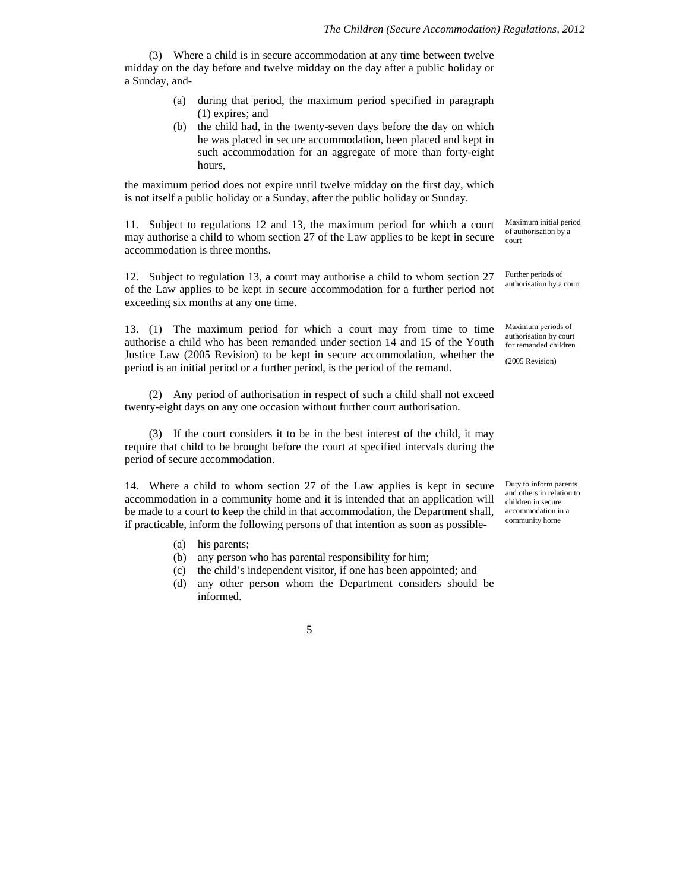(3) Where a child is in secure accommodation at any time between twelve midday on the day before and twelve midday on the day after a public holiday or a Sunday, and-

- (a) during that period, the maximum period specified in paragraph (1) expires; and
- (b) the child had, in the twenty-seven days before the day on which he was placed in secure accommodation, been placed and kept in such accommodation for an aggregate of more than forty-eight hours,

the maximum period does not expire until twelve midday on the first day, which is not itself a public holiday or a Sunday, after the public holiday or Sunday.

*Maximum initial period of authorisation by a court*

11. Subject to regulations 12 and 13, the maximum period for which a court may authorise a child to whom section 27 of the Law applies to be kept in secure accommodation is three months.

*Further periods of authorisation by a court*

12. Subject to regulation 13, a court may authorise a child to whom section 27 of the Law applies to be kept in secure accommodation for a further period not exceeding six months at any one time.

*Maximum periods of authorisation by court for remanded children*

*(2005 Revision)*

13. (1) The maximum period for which a court may from time to time authorise a child who has been remanded under section 14 and 15 of the Youth Justice Law (2005 Revision) to be kept in secure accommodation, whether the period is an initial period or a further period, is the period of the remand.

(2) Any period of authorisation in respect of such a child shall not exceed twenty-eight days on any one occasion without further court authorisation.

(3) If the court considers it to be in the best interest of the child, it may require that child to be brought before the court at specified intervals during the period of secure accommodation.

*Duty to inform parents and others in relation to children in secure accommodation in a community home*

14. Where a child to whom section 27 of the Law applies is kept in secure accommodation in a community home and it is intended that an application will be made to a court to keep the child in that accommodation, the Department shall, if practicable, inform the following persons of that intention as soon as possible-

- (a) his parents;
- (b) any person who has parental responsibility for him;
- (c) the child's independent visitor, if one has been appointed; and
- (d) any other person whom the Department considers should be informed.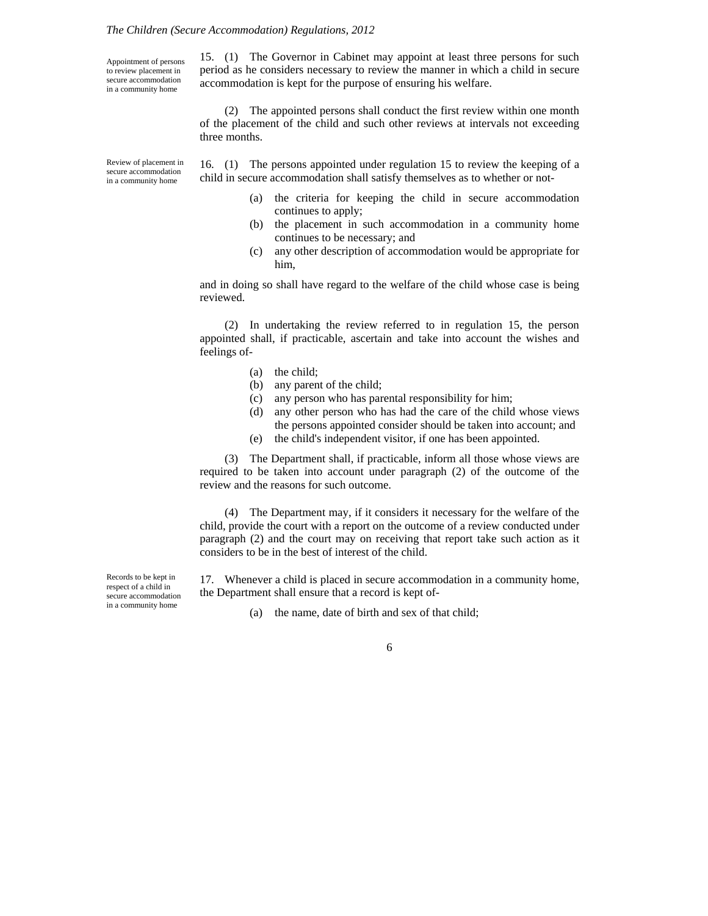Appointment of persons to review placement in secure accommodation in a community home

15. (1) The Governor in Cabinet may appoint at least three persons for such period as he considers necessary to review the manner in which a child in secure accommodation is kept for the purpose of ensuring his welfare.

(2) The appointed persons shall conduct the first review within one month of the placement of the child and such other reviews at intervals not exceeding three months.

Review of placement in secure accommodation in a community home

16. (1) The persons appointed under regulation 15 to review the keeping of a child in secure accommodation shall satisfy themselves as to whether or not-

(a) the criteria for keeping the child in secure accommodation continues to apply;
(b) the placement in such accommodation in a community home continues to be necessary; and
(c) any other description of accommodation would be appropriate for him,

and in doing so shall have regard to the welfare of the child whose case is being reviewed.

(2) In undertaking the review referred to in regulation 15, the person appointed shall, if practicable, ascertain and take into account the wishes and feelings of-

(a) the child;
(b) any parent of the child;
(c) any person who has parental responsibility for him;
(d) any other person who has had the care of the child whose views the persons appointed consider should be taken into account; and
(e) the child's independent visitor, if one has been appointed.

(3) The Department shall, if practicable, inform all those whose views are required to be taken into account under paragraph (2) of the outcome of the review and the reasons for such outcome.

(4) The Department may, if it considers it necessary for the welfare of the child, provide the court with a report on the outcome of a review conducted under paragraph (2) and the court may on receiving that report take such action as it considers to be in the best of interest of the child.

Records to be kept in respect of a child in secure accommodation in a community home

17. Whenever a child is placed in secure accommodation in a community home, the Department shall ensure that a record is kept of-

(a) the name, date of birth and sex of that child;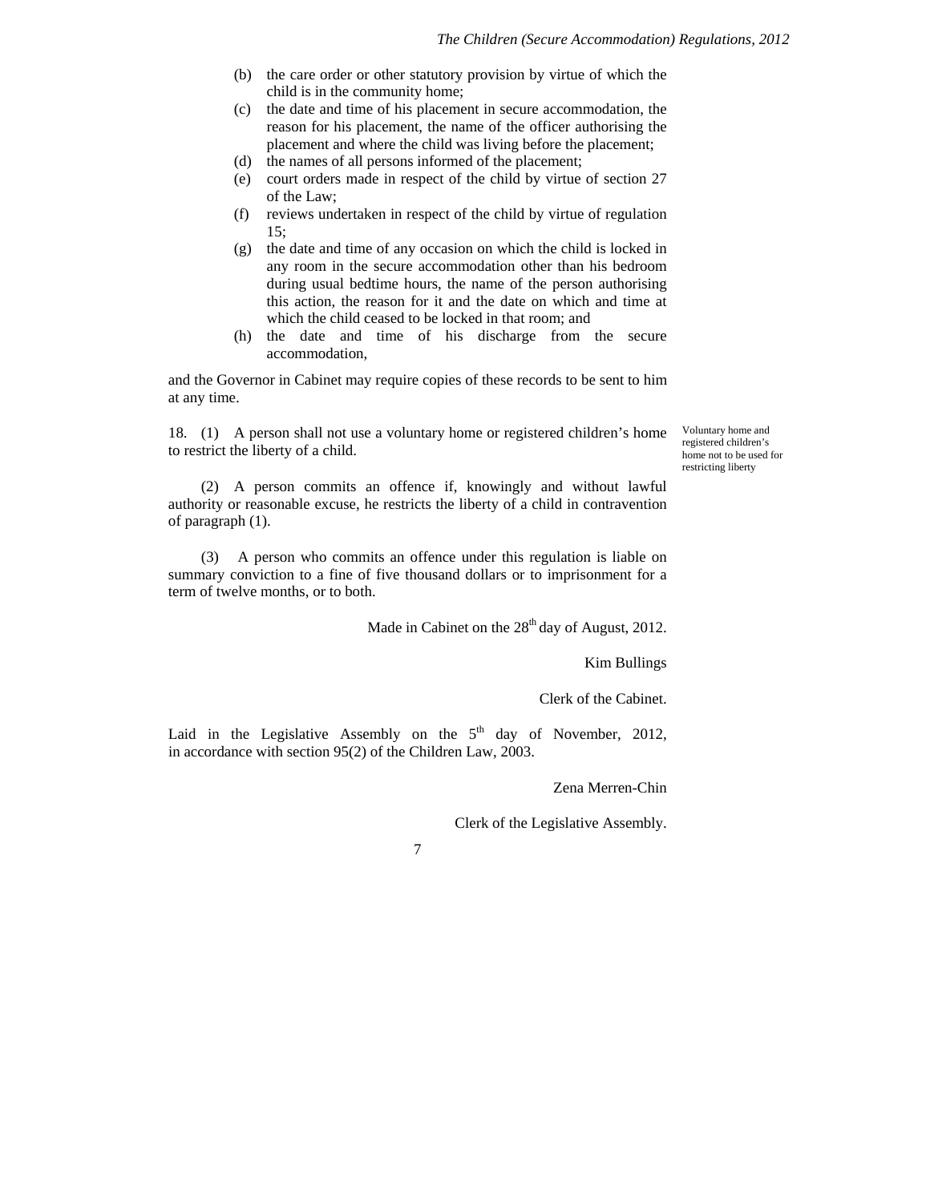(b) the care order or other statutory provision by virtue of which the child is in the community home;

(c) the date and time of his placement in secure accommodation, the reason for his placement, the name of the officer authorising the placement and where the child was living before the placement;

(d) the names of all persons informed of the placement;

(e) court orders made in respect of the child by virtue of section 27 of the Law;

(f) reviews undertaken in respect of the child by virtue of regulation 15;

(g) the date and time of any occasion on which the child is locked in any room in the secure accommodation other than his bedroom during usual bedtime hours, the name of the person authorising this action, the reason for it and the date on which and time at which the child ceased to be locked in that room; and

(h) the date and time of his discharge from the secure accommodation,

and the Governor in Cabinet may require copies of these records to be sent to him at any time.

*Voluntary home and registered children's home not to be used for restricting liberty*

18. (1) A person shall not use a voluntary home or registered children's home to restrict the liberty of a child.

(2) A person commits an offence if, knowingly and without lawful authority or reasonable excuse, he restricts the liberty of a child in contravention of paragraph (1).

(3) A person who commits an offence under this regulation is liable on summary conviction to a fine of five thousand dollars or to imprisonment for a term of twelve months, or to both.

Made in Cabinet on the 28th day of August, 2012.

Kim Bullings

Clerk of the Cabinet.

Laid in the Legislative Assembly on the 5th day of November, 2012, in accordance with section 95(2) of the Children Law, 2003.

Zena Merren-Chin

Clerk of the Legislative Assembly.